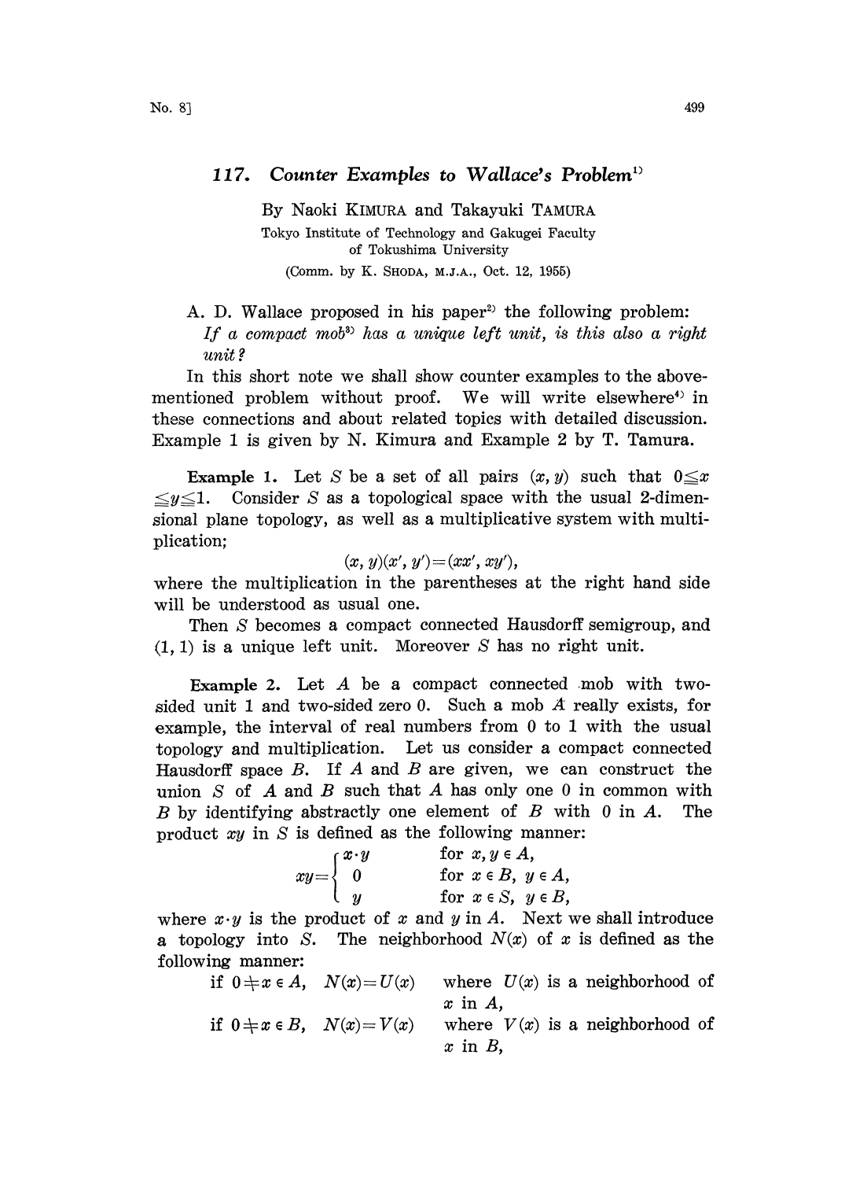# 117. Counter Examples to Wallace's Problem[1)]

By Naoki KIMURA and Takayuki TAMURA

Tokyo Institute of Technology and Gakugei Faculty of Tokushima University

(Comm. by K. SHODA, M.J.A., Oct. 12, 1955)

A. D. Wallace proposed in his paper[2)] the following problem:

*If a compact mob*[3)] *has a unique left unit, is this also a right unit?*

In this short note we shall show counter examples to the above-mentioned problem without proof. We will write elsewhere[4)] in these connections and about related topics with detailed discussion. Example 1 is given by N. Kimura and Example 2 by T. Tamura.

**Example 1.** Let $S$ be a set of all pairs $(x, y)$ such that $0 \leqq x \leqq y \leqq 1$. Consider $S$ as a topological space with the usual 2-dimensional plane topology, as well as a multiplicative system with multiplication;

$$(x, y)(x', y') = (xx', xy'),$$

where the multiplication in the parentheses at the right hand side will be understood as usual one.

Then $S$ becomes a compact connected Hausdorff semigroup, and $(1, 1)$ is a unique left unit. Moreover $S$ has no right unit.

**Example 2.** Let $A$ be a compact connected mob with two-sided unit 1 and two-sided zero 0. Such a mob $A$ really exists, for example, the interval of real numbers from 0 to 1 with the usual topology and multiplication. Let us consider a compact connected Hausdorff space $B$. If $A$ and $B$ are given, we can construct the union $S$ of $A$ and $B$ such that $A$ has only one 0 in common with $B$ by identifying abstractly one element of $B$ with 0 in $A$. The product $xy$ in $S$ is defined as the following manner:

$$xy = \begin{cases} x \cdot y & \text{for } x, y \in A, \\ 0 & \text{for } x \in B,\ y \in A, \\ y & \text{for } x \in S,\ y \in B, \end{cases}$$

where $x \cdot y$ is the product of $x$ and $y$ in $A$. Next we shall introduce a topology into $S$. The neighborhood $N(x)$ of $x$ is defined as the following manner:

if $0 \neq x \in A$, $N(x) = U(x)$ where $U(x)$ is a neighborhood of $x$ in $A$,

if $0 \neq x \in B$, $N(x) = V(x)$ where $V(x)$ is a neighborhood of $x$ in $B$,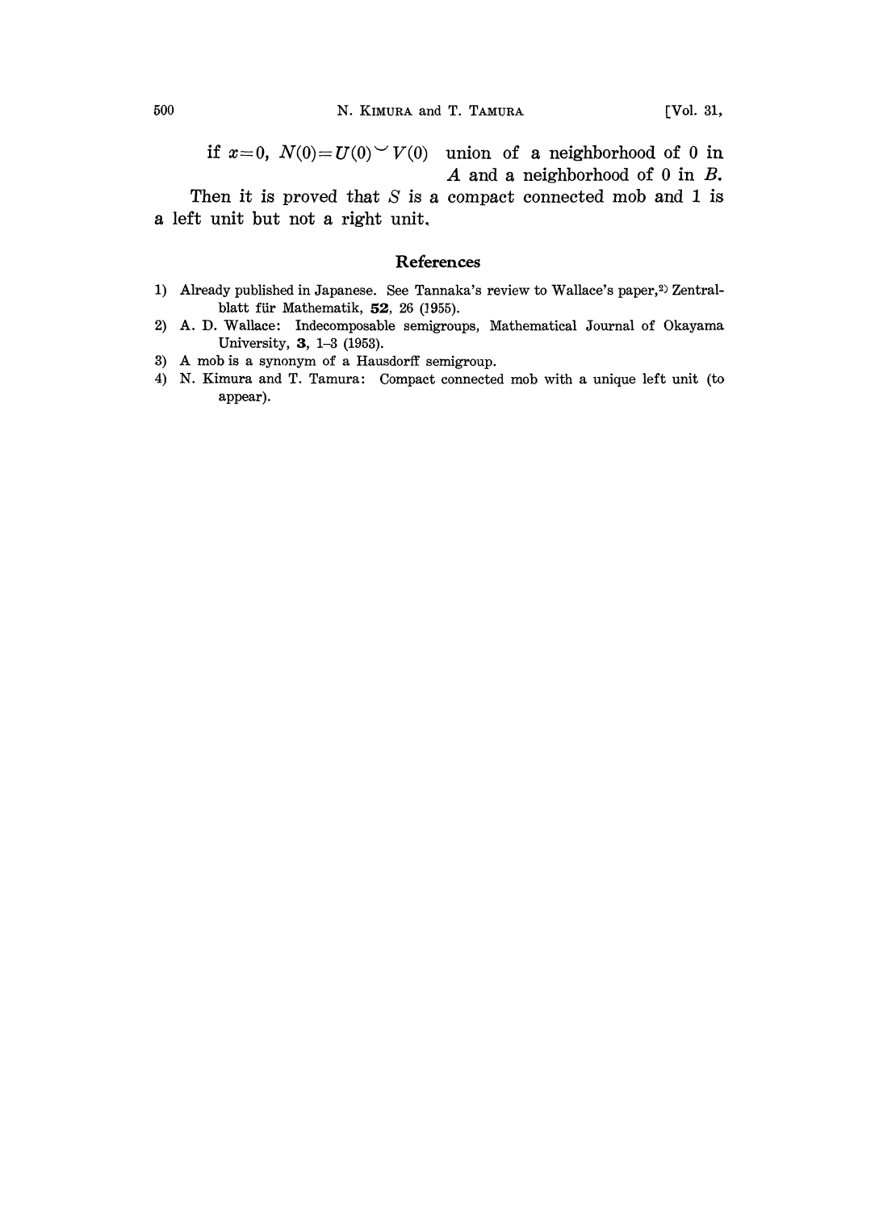if $x=0$, $N(0)=U(0) \smile V(0)$ union of a neighborhood of 0 in $A$ and a neighborhood of 0 in $B$.

Then it is proved that $S$ is a compact connected mob and 1 is a left unit but not a right unit.

## References

1) Already published in Japanese. See Tannaka's review to Wallace's paper,[2] Zentralblatt für Mathematik, **52**, 26 (1955).
2) A. D. Wallace: Indecomposable semigroups, Mathematical Journal of Okayama University, **3**, 1–3 (1953).
3) A mob is a synonym of a Hausdorff semigroup.
4) N. Kimura and T. Tamura: Compact connected mob with a unique left unit (to appear).